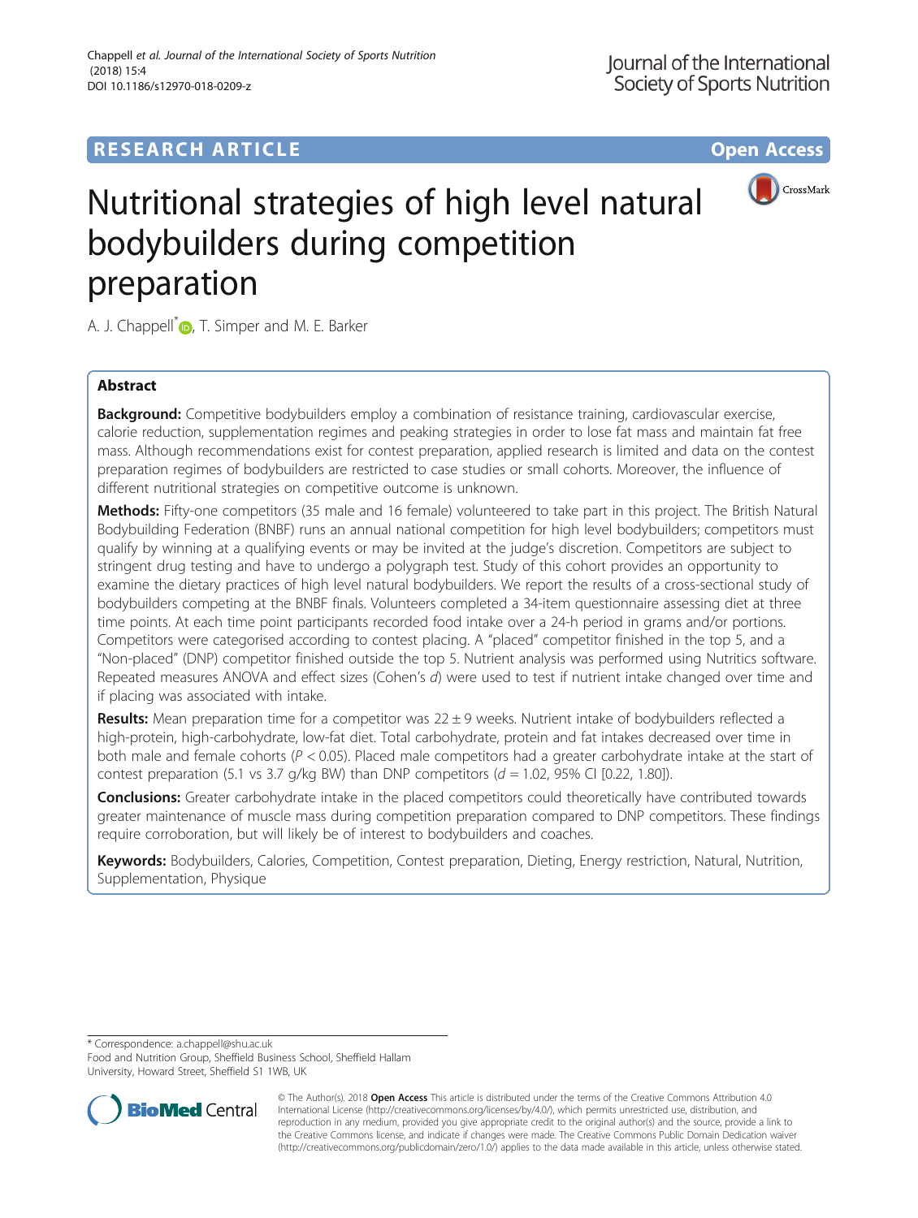RESEARCH ARTICLE

Open Access

# Nutritional strategies of high level natural bodybuilders during competition preparation

A. J. Chappell*, T. Simper and M. E. Barker

## Abstract

**Background:** Competitive bodybuilders employ a combination of resistance training, cardiovascular exercise, calorie reduction, supplementation regimes and peaking strategies in order to lose fat mass and maintain fat free mass. Although recommendations exist for contest preparation, applied research is limited and data on the contest preparation regimes of bodybuilders are restricted to case studies or small cohorts. Moreover, the influence of different nutritional strategies on competitive outcome is unknown.

**Methods:** Fifty-one competitors (35 male and 16 female) volunteered to take part in this project. The British Natural Bodybuilding Federation (BNBF) runs an annual national competition for high level bodybuilders; competitors must qualify by winning at a qualifying events or may be invited at the judge's discretion. Competitors are subject to stringent drug testing and have to undergo a polygraph test. Study of this cohort provides an opportunity to examine the dietary practices of high level natural bodybuilders. We report the results of a cross-sectional study of bodybuilders competing at the BNBF finals. Volunteers completed a 34-item questionnaire assessing diet at three time points. At each time point participants recorded food intake over a 24-h period in grams and/or portions. Competitors were categorised according to contest placing. A "placed" competitor finished in the top 5, and a "Non-placed" (DNP) competitor finished outside the top 5. Nutrient analysis was performed using Nutritics software. Repeated measures ANOVA and effect sizes (Cohen's *d*) were used to test if nutrient intake changed over time and if placing was associated with intake.

**Results:** Mean preparation time for a competitor was 22 ± 9 weeks. Nutrient intake of bodybuilders reflected a high-protein, high-carbohydrate, low-fat diet. Total carbohydrate, protein and fat intakes decreased over time in both male and female cohorts ($P < 0.05$). Placed male competitors had a greater carbohydrate intake at the start of contest preparation (5.1 vs 3.7 g/kg BW) than DNP competitors ($d = 1.02$, 95% CI [0.22, 1.80]).

**Conclusions:** Greater carbohydrate intake in the placed competitors could theoretically have contributed towards greater maintenance of muscle mass during competition preparation compared to DNP competitors. These findings require corroboration, but will likely be of interest to bodybuilders and coaches.

**Keywords:** Bodybuilders, Calories, Competition, Contest preparation, Dieting, Energy restriction, Natural, Nutrition, Supplementation, Physique

---

\* Correspondence: a.chappell@shu.ac.uk
Food and Nutrition Group, Sheffield Business School, Sheffield Hallam University, Howard Street, Sheffield S1 1WB, UK

© The Author(s). 2018 **Open Access** This article is distributed under the terms of the Creative Commons Attribution 4.0 International License (http://creativecommons.org/licenses/by/4.0/), which permits unrestricted use, distribution, and reproduction in any medium, provided you give appropriate credit to the original author(s) and the source, provide a link to the Creative Commons license, and indicate if changes were made. The Creative Commons Public Domain Dedication waiver (http://creativecommons.org/publicdomain/zero/1.0/) applies to the data made available in this article, unless otherwise stated.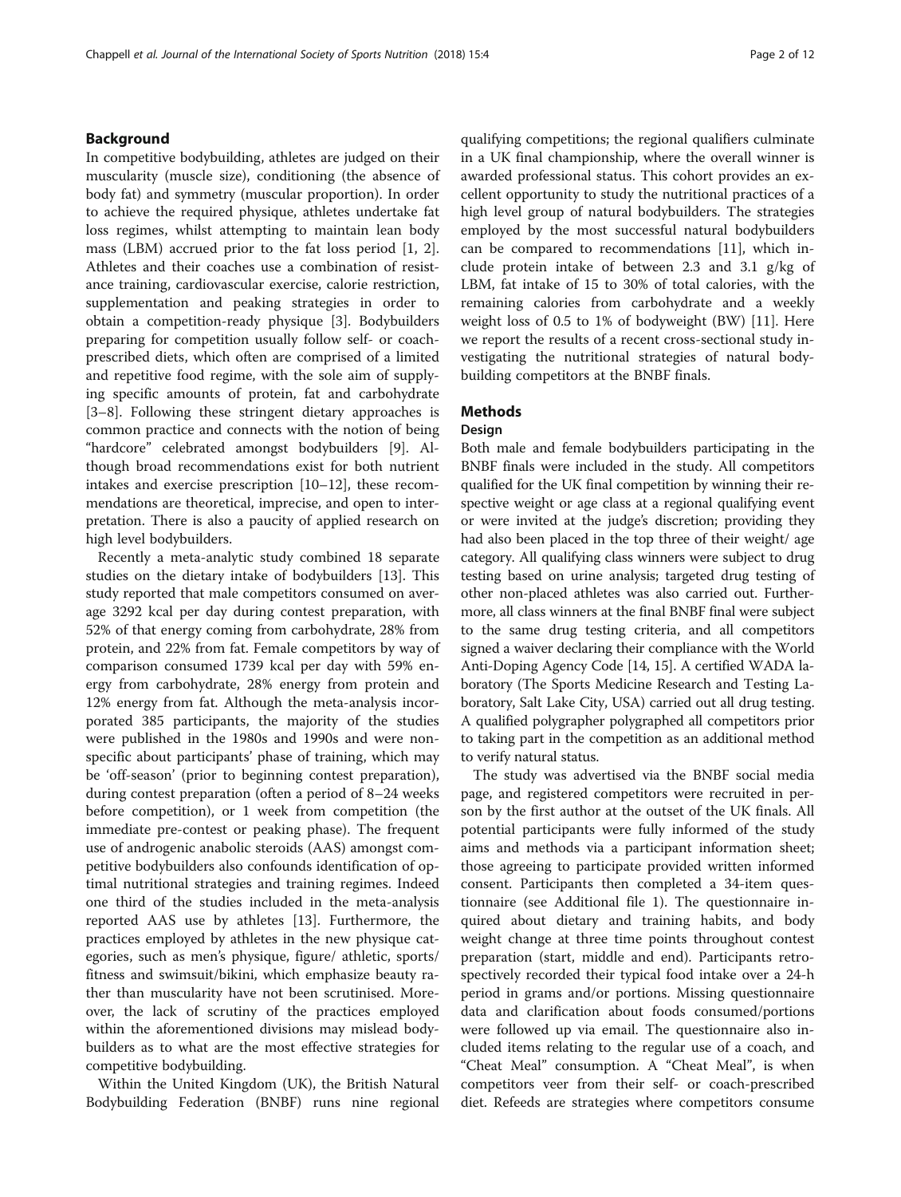## Background

In competitive bodybuilding, athletes are judged on their muscularity (muscle size), conditioning (the absence of body fat) and symmetry (muscular proportion). In order to achieve the required physique, athletes undertake fat loss regimes, whilst attempting to maintain lean body mass (LBM) accrued prior to the fat loss period [1, 2]. Athletes and their coaches use a combination of resistance training, cardiovascular exercise, calorie restriction, supplementation and peaking strategies in order to obtain a competition-ready physique [3]. Bodybuilders preparing for competition usually follow self- or coach-prescribed diets, which often are comprised of a limited and repetitive food regime, with the sole aim of supplying specific amounts of protein, fat and carbohydrate [3–8]. Following these stringent dietary approaches is common practice and connects with the notion of being "hardcore" celebrated amongst bodybuilders [9]. Although broad recommendations exist for both nutrient intakes and exercise prescription [10–12], these recommendations are theoretical, imprecise, and open to interpretation. There is also a paucity of applied research on high level bodybuilders.

Recently a meta-analytic study combined 18 separate studies on the dietary intake of bodybuilders [13]. This study reported that male competitors consumed on average 3292 kcal per day during contest preparation, with 52% of that energy coming from carbohydrate, 28% from protein, and 22% from fat. Female competitors by way of comparison consumed 1739 kcal per day with 59% energy from carbohydrate, 28% energy from protein and 12% energy from fat. Although the meta-analysis incorporated 385 participants, the majority of the studies were published in the 1980s and 1990s and were non-specific about participants' phase of training, which may be 'off-season' (prior to beginning contest preparation), during contest preparation (often a period of 8–24 weeks before competition), or 1 week from competition (the immediate pre-contest or peaking phase). The frequent use of androgenic anabolic steroids (AAS) amongst competitive bodybuilders also confounds identification of optimal nutritional strategies and training regimes. Indeed one third of the studies included in the meta-analysis reported AAS use by athletes [13]. Furthermore, the practices employed by athletes in the new physique categories, such as men's physique, figure/ athletic, sports/ fitness and swimsuit/bikini, which emphasize beauty rather than muscularity have not been scrutinised. Moreover, the lack of scrutiny of the practices employed within the aforementioned divisions may mislead bodybuilders as to what are the most effective strategies for competitive bodybuilding.

Within the United Kingdom (UK), the British Natural Bodybuilding Federation (BNBF) runs nine regional qualifying competitions; the regional qualifiers culminate in a UK final championship, where the overall winner is awarded professional status. This cohort provides an excellent opportunity to study the nutritional practices of a high level group of natural bodybuilders. The strategies employed by the most successful natural bodybuilders can be compared to recommendations [11], which include protein intake of between 2.3 and 3.1 g/kg of LBM, fat intake of 15 to 30% of total calories, with the remaining calories from carbohydrate and a weekly weight loss of 0.5 to 1% of bodyweight (BW) [11]. Here we report the results of a recent cross-sectional study investigating the nutritional strategies of natural bodybuilding competitors at the BNBF finals.

## Methods

### Design

Both male and female bodybuilders participating in the BNBF finals were included in the study. All competitors qualified for the UK final competition by winning their respective weight or age class at a regional qualifying event or were invited at the judge's discretion; providing they had also been placed in the top three of their weight/ age category. All qualifying class winners were subject to drug testing based on urine analysis; targeted drug testing of other non-placed athletes was also carried out. Furthermore, all class winners at the final BNBF final were subject to the same drug testing criteria, and all competitors signed a waiver declaring their compliance with the World Anti-Doping Agency Code [14, 15]. A certified WADA laboratory (The Sports Medicine Research and Testing Laboratory, Salt Lake City, USA) carried out all drug testing. A qualified polygrapher polygraphed all competitors prior to taking part in the competition as an additional method to verify natural status.

The study was advertised via the BNBF social media page, and registered competitors were recruited in person by the first author at the outset of the UK finals. All potential participants were fully informed of the study aims and methods via a participant information sheet; those agreeing to participate provided written informed consent. Participants then completed a 34-item questionnaire (see Additional file 1). The questionnaire inquired about dietary and training habits, and body weight change at three time points throughout contest preparation (start, middle and end). Participants retrospectively recorded their typical food intake over a 24-h period in grams and/or portions. Missing questionnaire data and clarification about foods consumed/portions were followed up via email. The questionnaire also included items relating to the regular use of a coach, and "Cheat Meal" consumption. A "Cheat Meal", is when competitors veer from their self- or coach-prescribed diet. Refeeds are strategies where competitors consume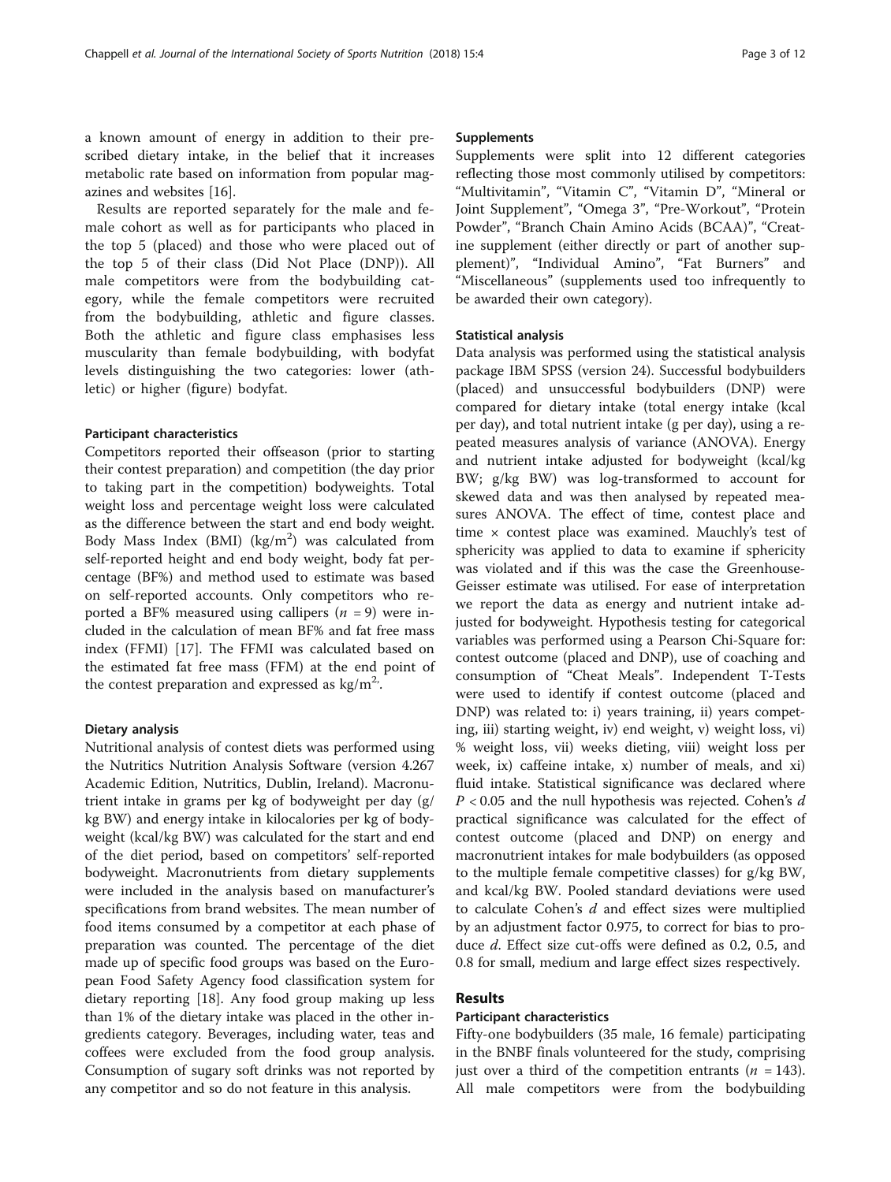a known amount of energy in addition to their prescribed dietary intake, in the belief that it increases metabolic rate based on information from popular magazines and websites [16].

Results are reported separately for the male and female cohort as well as for participants who placed in the top 5 (placed) and those who were placed out of the top 5 of their class (Did Not Place (DNP)). All male competitors were from the bodybuilding category, while the female competitors were recruited from the bodybuilding, athletic and figure classes. Both the athletic and figure class emphasises less muscularity than female bodybuilding, with bodyfat levels distinguishing the two categories: lower (athletic) or higher (figure) bodyfat.

### Participant characteristics

Competitors reported their offseason (prior to starting their contest preparation) and competition (the day prior to taking part in the competition) bodyweights. Total weight loss and percentage weight loss were calculated as the difference between the start and end body weight. Body Mass Index (BMI) (kg/m$^2$) was calculated from self-reported height and end body weight, body fat percentage (BF%) and method used to estimate was based on self-reported accounts. Only competitors who reported a BF% measured using callipers ($n$ = 9) were included in the calculation of mean BF% and fat free mass index (FFMI) [17]. The FFMI was calculated based on the estimated fat free mass (FFM) at the end point of the contest preparation and expressed as kg/m$^2$.

### Dietary analysis

Nutritional analysis of contest diets was performed using the Nutritics Nutrition Analysis Software (version 4.267 Academic Edition, Nutritics, Dublin, Ireland). Macronutrient intake in grams per kg of bodyweight per day (g/kg BW) and energy intake in kilocalories per kg of bodyweight (kcal/kg BW) was calculated for the start and end of the diet period, based on competitors' self-reported bodyweight. Macronutrients from dietary supplements were included in the analysis based on manufacturer's specifications from brand websites. The mean number of food items consumed by a competitor at each phase of preparation was counted. The percentage of the diet made up of specific food groups was based on the European Food Safety Agency food classification system for dietary reporting [18]. Any food group making up less than 1% of the dietary intake was placed in the other ingredients category. Beverages, including water, teas and coffees were excluded from the food group analysis. Consumption of sugary soft drinks was not reported by any competitor and so do not feature in this analysis.

### Supplements

Supplements were split into 12 different categories reflecting those most commonly utilised by competitors: "Multivitamin", "Vitamin C", "Vitamin D", "Mineral or Joint Supplement", "Omega 3", "Pre-Workout", "Protein Powder", "Branch Chain Amino Acids (BCAA)", "Creatine supplement (either directly or part of another supplement)", "Individual Amino", "Fat Burners" and "Miscellaneous" (supplements used too infrequently to be awarded their own category).

### Statistical analysis

Data analysis was performed using the statistical analysis package IBM SPSS (version 24). Successful bodybuilders (placed) and unsuccessful bodybuilders (DNP) were compared for dietary intake (total energy intake (kcal per day), and total nutrient intake (g per day), using a repeated measures analysis of variance (ANOVA). Energy and nutrient intake adjusted for bodyweight (kcal/kg BW; g/kg BW) was log-transformed to account for skewed data and was then analysed by repeated measures ANOVA. The effect of time, contest place and time × contest place was examined. Mauchly's test of sphericity was applied to data to examine if sphericity was violated and if this was the case the Greenhouse-Geisser estimate was utilised. For ease of interpretation we report the data as energy and nutrient intake adjusted for bodyweight. Hypothesis testing for categorical variables was performed using a Pearson Chi-Square for: contest outcome (placed and DNP), use of coaching and consumption of "Cheat Meals". Independent T-Tests were used to identify if contest outcome (placed and DNP) was related to: i) years training, ii) years competing, iii) starting weight, iv) end weight, v) weight loss, vi) % weight loss, vii) weeks dieting, viii) weight loss per week, ix) caffeine intake, x) number of meals, and xi) fluid intake. Statistical significance was declared where $P < 0.05$ and the null hypothesis was rejected. Cohen's $d$ practical significance was calculated for the effect of contest outcome (placed and DNP) on energy and macronutrient intakes for male bodybuilders (as opposed to the multiple female competitive classes) for g/kg BW, and kcal/kg BW. Pooled standard deviations were used to calculate Cohen's $d$ and effect sizes were multiplied by an adjustment factor 0.975, to correct for bias to produce $d$. Effect size cut-offs were defined as 0.2, 0.5, and 0.8 for small, medium and large effect sizes respectively.

## Results

### Participant characteristics

Fifty-one bodybuilders (35 male, 16 female) participating in the BNBF finals volunteered for the study, comprising just over a third of the competition entrants ($n$ = 143). All male competitors were from the bodybuilding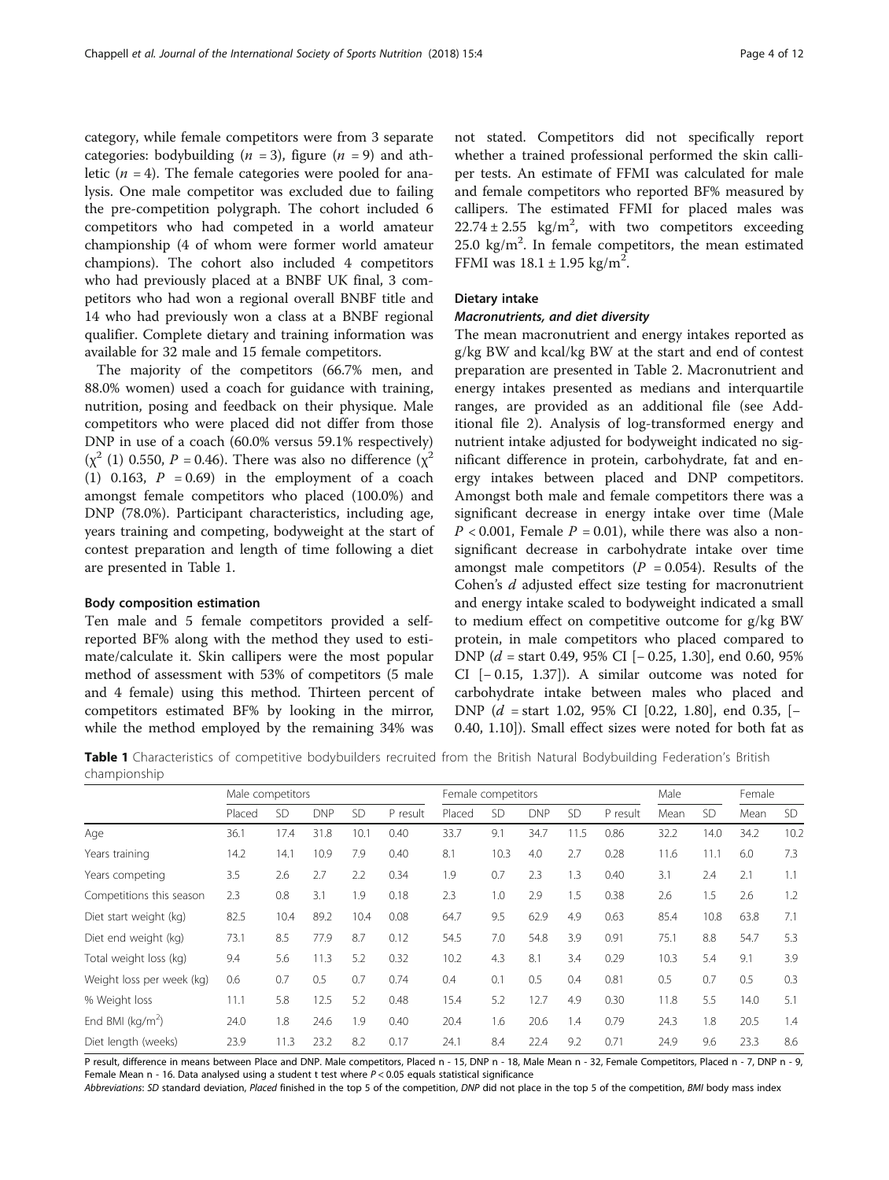category, while female competitors were from 3 separate categories: bodybuilding ($n$ = 3), figure ($n$ = 9) and athletic ($n$ = 4). The female categories were pooled for analysis. One male competitor was excluded due to failing the pre-competition polygraph. The cohort included 6 competitors who had competed in a world amateur championship (4 of whom were former world amateur champions). The cohort also included 4 competitors who had previously placed at a BNBF UK final, 3 competitors who had won a regional overall BNBF title and 14 who had previously won a class at a BNBF regional qualifier. Complete dietary and training information was available for 32 male and 15 female competitors.

The majority of the competitors (66.7% men, and 88.0% women) used a coach for guidance with training, nutrition, posing and feedback on their physique. Male competitors who were placed did not differ from those DNP in use of a coach (60.0% versus 59.1% respectively) ($\chi^2$ (1) 0.550, $P$ = 0.46). There was also no difference ($\chi^2$ (1) 0.163, $P$ = 0.69) in the employment of a coach amongst female competitors who placed (100.0%) and DNP (78.0%). Participant characteristics, including age, years training and competing, bodyweight at the start of contest preparation and length of time following a diet are presented in Table 1.

### Body composition estimation

Ten male and 5 female competitors provided a self-reported BF% along with the method they used to estimate/calculate it. Skin callipers were the most popular method of assessment with 53% of competitors (5 male and 4 female) using this method. Thirteen percent of competitors estimated BF% by looking in the mirror, while the method employed by the remaining 34% was not stated. Competitors did not specifically report whether a trained professional performed the skin calliper tests. An estimate of FFMI was calculated for male and female competitors who reported BF% measured by callipers. The estimated FFMI for placed males was $22.74 \pm 2.55$ kg/m$^2$, with two competitors exceeding 25.0 kg/m$^2$. In female competitors, the mean estimated FFMI was $18.1 \pm 1.95$ kg/m$^2$.

### Dietary intake

#### *Macronutrients, and diet diversity*

The mean macronutrient and energy intakes reported as g/kg BW and kcal/kg BW at the start and end of contest preparation are presented in Table 2. Macronutrient and energy intakes presented as medians and interquartile ranges, are provided as an additional file (see Additional file 2). Analysis of log-transformed energy and nutrient intake adjusted for bodyweight indicated no significant difference in protein, carbohydrate, fat and energy intakes between placed and DNP competitors. Amongst both male and female competitors there was a significant decrease in energy intake over time (Male $P$ < 0.001, Female $P$ = 0.01), while there was also a non-significant decrease in carbohydrate intake over time amongst male competitors ($P$ = 0.054). Results of the Cohen's $d$ adjusted effect size testing for macronutrient and energy intake scaled to bodyweight indicated a small to medium effect on competitive outcome for g/kg BW protein, in male competitors who placed compared to DNP ($d$ = start 0.49, 95% CI [− 0.25, 1.30], end 0.60, 95% CI [− 0.15, 1.37]). A similar outcome was noted for carbohydrate intake between males who placed and DNP ($d$ = start 1.02, 95% CI [0.22, 1.80], end 0.35, [− 0.40, 1.10]). Small effect sizes were noted for both fat as

**Table 1** Characteristics of competitive bodybuilders recruited from the British Natural Bodybuilding Federation's British championship

| | Male competitors | | | | | Female competitors | | | | | Male | | Female | |
|---|---|---|---|---|---|---|---|---|---|---|---|---|---|---|
| | Placed | SD | DNP | SD | P result | Placed | SD | DNP | SD | P result | Mean | SD | Mean | SD |
| Age | 36.1 | 17.4 | 31.8 | 10.1 | 0.40 | 33.7 | 9.1 | 34.7 | 11.5 | 0.86 | 32.2 | 14.0 | 34.2 | 10.2 |
| Years training | 14.2 | 14.1 | 10.9 | 7.9 | 0.40 | 8.1 | 10.3 | 4.0 | 2.7 | 0.28 | 11.6 | 11.1 | 6.0 | 7.3 |
| Years competing | 3.5 | 2.6 | 2.7 | 2.2 | 0.34 | 1.9 | 0.7 | 2.3 | 1.3 | 0.40 | 3.1 | 2.4 | 2.1 | 1.1 |
| Competitions this season | 2.3 | 0.8 | 3.1 | 1.9 | 0.18 | 2.3 | 1.0 | 2.9 | 1.5 | 0.38 | 2.6 | 1.5 | 2.6 | 1.2 |
| Diet start weight (kg) | 82.5 | 10.4 | 89.2 | 10.4 | 0.08 | 64.7 | 9.5 | 62.9 | 4.9 | 0.63 | 85.4 | 10.8 | 63.8 | 7.1 |
| Diet end weight (kg) | 73.1 | 8.5 | 77.9 | 8.7 | 0.12 | 54.5 | 7.0 | 54.8 | 3.9 | 0.91 | 75.1 | 8.8 | 54.7 | 5.3 |
| Total weight loss (kg) | 9.4 | 5.6 | 11.3 | 5.2 | 0.32 | 10.2 | 4.3 | 8.1 | 3.4 | 0.29 | 10.3 | 5.4 | 9.1 | 3.9 |
| Weight loss per week (kg) | 0.6 | 0.7 | 0.5 | 0.7 | 0.74 | 0.4 | 0.1 | 0.5 | 0.4 | 0.81 | 0.5 | 0.7 | 0.5 | 0.3 |
| % Weight loss | 11.1 | 5.8 | 12.5 | 5.2 | 0.48 | 15.4 | 5.2 | 12.7 | 4.9 | 0.30 | 11.8 | 5.5 | 14.0 | 5.1 |
| End BMI (kg/m$^2$) | 24.0 | 1.8 | 24.6 | 1.9 | 0.40 | 20.4 | 1.6 | 20.6 | 1.4 | 0.79 | 24.3 | 1.8 | 20.5 | 1.4 |
| Diet length (weeks) | 23.9 | 11.3 | 23.2 | 8.2 | 0.17 | 24.1 | 8.4 | 22.4 | 9.2 | 0.71 | 24.9 | 9.6 | 23.3 | 8.6 |

P result, difference in means between Place and DNP. Male competitors, Placed n - 15, DNP n - 18, Male Mean n - 32, Female Competitors, Placed n - 7, DNP n - 9, Female Mean n - 16. Data analysed using a student t test where $P$ < 0.05 equals statistical significance

*Abbreviations*: *SD* standard deviation, *Placed* finished in the top 5 of the competition, *DNP* did not place in the top 5 of the competition, *BMI* body mass index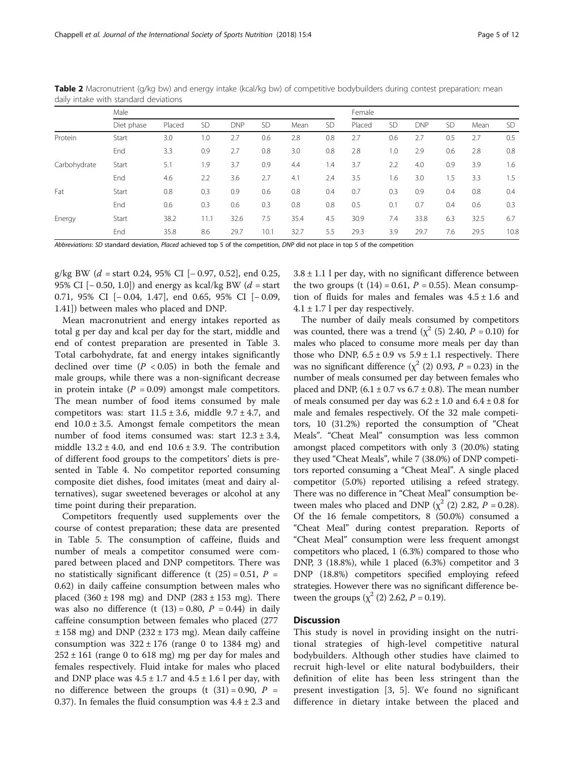**Table 2** Macronutrient (g/kg bw) and energy intake (kcal/kg bw) of competitive bodybuilders during contest preparation: mean daily intake with standard deviations

| | Male | | | | | | | Female | | | | | |
|---|---|---|---|---|---|---|---|---|---|---|---|---|---|
| | Diet phase | Placed | SD | DNP | SD | Mean | SD | Placed | SD | DNP | SD | Mean | SD |
| Protein | Start | 3.0 | 1.0 | 2.7 | 0.6 | 2.8 | 0.8 | 2.7 | 0.6 | 2.7 | 0.5 | 2.7 | 0.5 |
| | End | 3.3 | 0.9 | 2.7 | 0.8 | 3.0 | 0.8 | 2.8 | 1.0 | 2.9 | 0.6 | 2.8 | 0.8 |
| Carbohydrate | Start | 5.1 | 1.9 | 3.7 | 0.9 | 4.4 | 1.4 | 3.7 | 2.2 | 4.0 | 0.9 | 3.9 | 1.6 |
| | End | 4.6 | 2.2 | 3.6 | 2.7 | 4.1 | 2.4 | 3.5 | 1.6 | 3.0 | 1.5 | 3.3 | 1.5 |
| Fat | Start | 0.8 | 0.3 | 0.9 | 0.6 | 0.8 | 0.4 | 0.7 | 0.3 | 0.9 | 0.4 | 0.8 | 0.4 |
| | End | 0.6 | 0.3 | 0.6 | 0.3 | 0.8 | 0.8 | 0.5 | 0.1 | 0.7 | 0.4 | 0.6 | 0.3 |
| Energy | Start | 38.2 | 11.1 | 32.6 | 7.5 | 35.4 | 4.5 | 30.9 | 7.4 | 33.8 | 6.3 | 32.5 | 6.7 |
| | End | 35.8 | 8.6 | 29.7 | 10.1 | 32.7 | 5.5 | 29.3 | 3.9 | 29.7 | 7.6 | 29.5 | 10.8 |

*Abbreviations*: *SD* standard deviation, *Placed* achieved top 5 of the competition, *DNP* did not place in top 5 of the competition

g/kg BW ($d$ = start 0.24, 95% CI [− 0.97, 0.52], end 0.25, 95% CI [− 0.50, 1.0]) and energy as kcal/kg BW ($d$ = start 0.71, 95% CI [− 0.04, 1.47], end 0.65, 95% CI [− 0.09, 1.41]) between males who placed and DNP.

Mean macronutrient and energy intakes reported as total g per day and kcal per day for the start, middle and end of contest preparation are presented in Table 3. Total carbohydrate, fat and energy intakes significantly declined over time ($P < 0.05$) in both the female and male groups, while there was a non-significant decrease in protein intake ($P = 0.09$) amongst male competitors. The mean number of food items consumed by male competitors was: start 11.5 ± 3.6, middle 9.7 ± 4.7, and end 10.0 ± 3.5. Amongst female competitors the mean number of food items consumed was: start 12.3 ± 3.4, middle 13.2 ± 4.0, and end 10.6 ± 3.9. The contribution of different food groups to the competitors' diets is presented in Table 4. No competitor reported consuming composite diet dishes, food imitates (meat and dairy alternatives), sugar sweetened beverages or alcohol at any time point during their preparation.

Competitors frequently used supplements over the course of contest preparation; these data are presented in Table 5. The consumption of caffeine, fluids and number of meals a competitor consumed were compared between placed and DNP competitors. There was no statistically significant difference ($t$ (25) = 0.51, $P$ = 0.62) in daily caffeine consumption between males who placed (360 ± 198 mg) and DNP (283 ± 153 mg). There was also no difference ($t$ (13) = 0.80, $P$ = 0.44) in daily caffeine consumption between females who placed (277 ± 158 mg) and DNP (232 ± 173 mg). Mean daily caffeine consumption was 322 ± 176 (range 0 to 1384 mg) and 252 ± 161 (range 0 to 618 mg) mg per day for males and females respectively. Fluid intake for males who placed and DNP place was 4.5 ± 1.7 and 4.5 ± 1.6 l per day, with no difference between the groups ($t$ (31) = 0.90, $P$ = 0.37). In females the fluid consumption was 4.4 ± 2.3 and 3.8 ± 1.1 l per day, with no significant difference between the two groups ($t$ (14) = 0.61, $P$ = 0.55). Mean consumption of fluids for males and females was 4.5 ± 1.6 and 4.1 ± 1.7 l per day respectively.

The number of daily meals consumed by competitors was counted, there was a trend ($\chi^2$ (5) 2.40, $P$ = 0.10) for males who placed to consume more meals per day than those who DNP, 6.5 ± 0.9 vs 5.9 ± 1.1 respectively. There was no significant difference ($\chi^2$ (2) 0.93, $P$ = 0.23) in the number of meals consumed per day between females who placed and DNP, (6.1 ± 0.7 vs 6.7 ± 0.8). The mean number of meals consumed per day was 6.2 ± 1.0 and 6.4 ± 0.8 for male and females respectively. Of the 32 male competitors, 10 (31.2%) reported the consumption of "Cheat Meals". "Cheat Meal" consumption was less common amongst placed competitors with only 3 (20.0%) stating they used "Cheat Meals", while 7 (38.0%) of DNP competitors reported consuming a "Cheat Meal". A single placed competitor (5.0%) reported utilising a refeed strategy. There was no difference in "Cheat Meal" consumption between males who placed and DNP ($\chi^2$ (2) 2.82, $P$ = 0.28). Of the 16 female competitors, 8 (50.0%) consumed a "Cheat Meal" during contest preparation. Reports of "Cheat Meal" consumption were less frequent amongst competitors who placed, 1 (6.3%) compared to those who DNP, 3 (18.8%), while 1 placed (6.3%) competitor and 3 DNP (18.8%) competitors specified employing refeed strategies. However there was no significant difference between the groups ($\chi^2$ (2) 2.62, $P$ = 0.19).

## Discussion

This study is novel in providing insight on the nutritional strategies of high-level competitive natural bodybuilders. Although other studies have claimed to recruit high-level or elite natural bodybuilders, their definition of elite has been less stringent than the present investigation [3, 5]. We found no significant difference in dietary intake between the placed and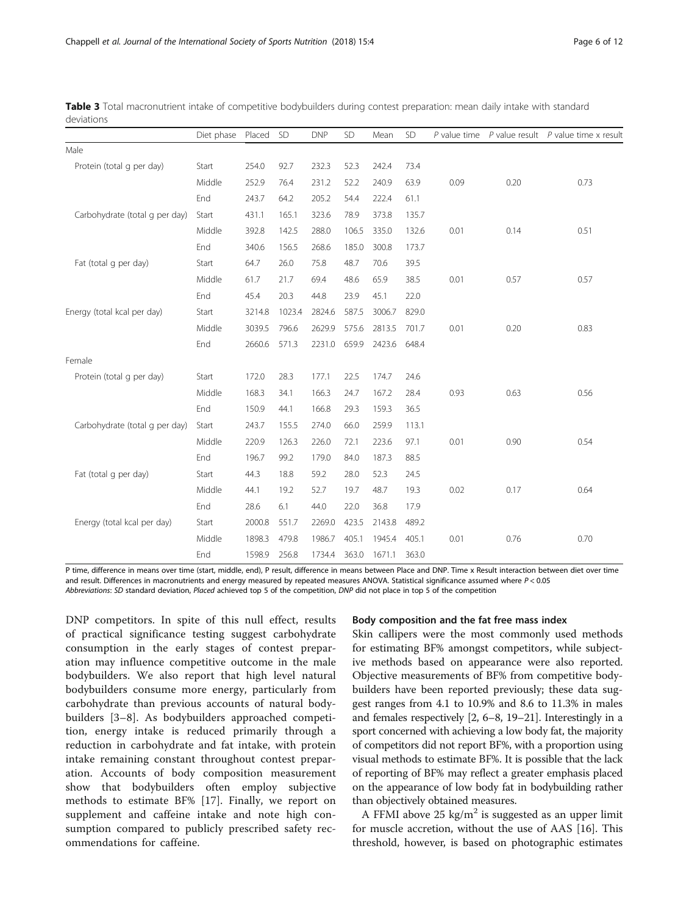**Table 3** Total macronutrient intake of competitive bodybuilders during contest preparation: mean daily intake with standard deviations

| | Diet phase | Placed | SD | DNP | SD | Mean | SD | *P* value time | *P* value result | *P* value time x result |
|---|---|---|---|---|---|---|---|---|---|---|
| Male | | | | | | | | | | |
| Protein (total g per day) | Start | 254.0 | 92.7 | 232.3 | 52.3 | 242.4 | 73.4 | | | |
| | Middle | 252.9 | 76.4 | 231.2 | 52.2 | 240.9 | 63.9 | 0.09 | 0.20 | 0.73 |
| | End | 243.7 | 64.2 | 205.2 | 54.4 | 222.4 | 61.1 | | | |
| Carbohydrate (total g per day) | Start | 431.1 | 165.1 | 323.6 | 78.9 | 373.8 | 135.7 | | | |
| | Middle | 392.8 | 142.5 | 288.0 | 106.5 | 335.0 | 132.6 | 0.01 | 0.14 | 0.51 |
| | End | 340.6 | 156.5 | 268.6 | 185.0 | 300.8 | 173.7 | | | |
| Fat (total g per day) | Start | 64.7 | 26.0 | 75.8 | 48.7 | 70.6 | 39.5 | | | |
| | Middle | 61.7 | 21.7 | 69.4 | 48.6 | 65.9 | 38.5 | 0.01 | 0.57 | 0.57 |
| | End | 45.4 | 20.3 | 44.8 | 23.9 | 45.1 | 22.0 | | | |
| Energy (total kcal per day) | Start | 3214.8 | 1023.4 | 2824.6 | 587.5 | 3006.7 | 829.0 | | | |
| | Middle | 3039.5 | 796.6 | 2629.9 | 575.6 | 2813.5 | 701.7 | 0.01 | 0.20 | 0.83 |
| | End | 2660.6 | 571.3 | 2231.0 | 659.9 | 2423.6 | 648.4 | | | |
| Female | | | | | | | | | | |
| Protein (total g per day) | Start | 172.0 | 28.3 | 177.1 | 22.5 | 174.7 | 24.6 | | | |
| | Middle | 168.3 | 34.1 | 166.3 | 24.7 | 167.2 | 28.4 | 0.93 | 0.63 | 0.56 |
| | End | 150.9 | 44.1 | 166.8 | 29.3 | 159.3 | 36.5 | | | |
| Carbohydrate (total g per day) | Start | 243.7 | 155.5 | 274.0 | 66.0 | 259.9 | 113.1 | | | |
| | Middle | 220.9 | 126.3 | 226.0 | 72.1 | 223.6 | 97.1 | 0.01 | 0.90 | 0.54 |
| | End | 196.7 | 99.2 | 179.0 | 84.0 | 187.3 | 88.5 | | | |
| Fat (total g per day) | Start | 44.3 | 18.8 | 59.2 | 28.0 | 52.3 | 24.5 | | | |
| | Middle | 44.1 | 19.2 | 52.7 | 19.7 | 48.7 | 19.3 | 0.02 | 0.17 | 0.64 |
| | End | 28.6 | 6.1 | 44.0 | 22.0 | 36.8 | 17.9 | | | |
| Energy (total kcal per day) | Start | 2000.8 | 551.7 | 2269.0 | 423.5 | 2143.8 | 489.2 | | | |
| | Middle | 1898.3 | 479.8 | 1986.7 | 405.1 | 1945.4 | 405.1 | 0.01 | 0.76 | 0.70 |
| | End | 1598.9 | 256.8 | 1734.4 | 363.0 | 1671.1 | 363.0 | | | |

P time, difference in means over time (start, middle, end), P result, difference in means between Place and DNP. Time x Result interaction between diet over time and result. Differences in macronutrients and energy measured by repeated measures ANOVA. Statistical significance assumed where $P < 0.05$

*Abbreviations*: *SD* standard deviation, *Placed* achieved top 5 of the competition, *DNP* did not place in top 5 of the competition

DNP competitors. In spite of this null effect, results of practical significance testing suggest carbohydrate consumption in the early stages of contest preparation may influence competitive outcome in the male bodybuilders. We also report that high level natural bodybuilders consume more energy, particularly from carbohydrate than previous accounts of natural bodybuilders [3–8]. As bodybuilders approached competition, energy intake is reduced primarily through a reduction in carbohydrate and fat intake, with protein intake remaining constant throughout contest preparation. Accounts of body composition measurement show that bodybuilders often employ subjective methods to estimate BF% [17]. Finally, we report on supplement and caffeine intake and note high consumption compared to publicly prescribed safety recommendations for caffeine.

### Body composition and the fat free mass index

Skin callipers were the most commonly used methods for estimating BF% amongst competitors, while subjective methods based on appearance were also reported. Objective measurements of BF% from competitive bodybuilders have been reported previously; these data suggest ranges from 4.1 to 10.9% and 8.6 to 11.3% in males and females respectively [2, 6–8, 19–21]. Interestingly in a sport concerned with achieving a low body fat, the majority of competitors did not report BF%, with a proportion using visual methods to estimate BF%. It is possible that the lack of reporting of BF% may reflect a greater emphasis placed on the appearance of low body fat in bodybuilding rather than objectively obtained measures.

A FFMI above 25 $kg/m^2$ is suggested as an upper limit for muscle accretion, without the use of AAS [16]. This threshold, however, is based on photographic estimates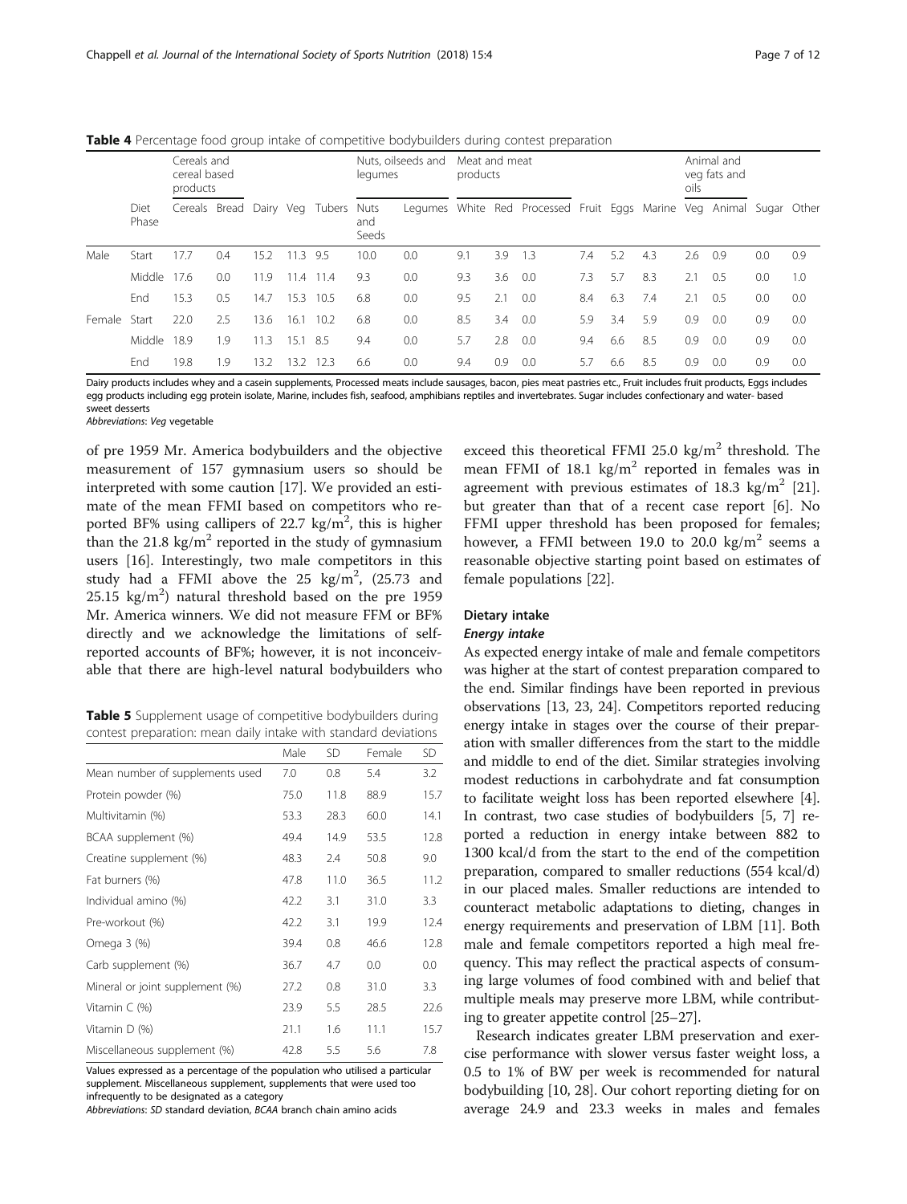**Table 4** Percentage food group intake of competitive bodybuilders during contest preparation

| | Diet Phase | Cereals and cereal based products | | Dairy | Veg | Tubers | Nuts, oilseeds and legumes | | Meat and meat products | | | Fruit | Eggs | Marine | Animal and veg fats and oils | | Sugar | Other |
|---|---|---|---|---|---|---|---|---|---|---|---|---|---|---|---|---|---|---|
| | | Cereals | Bread | | | | Nuts and Seeds | Legumes | White | Red | Processed | | | | Veg | Animal | | |
| Male | Start | 17.7 | 0.4 | 15.2 | 11.3 | 9.5 | 10.0 | 0.0 | 9.1 | 3.9 | 1.3 | 7.4 | 5.2 | 4.3 | 2.6 | 0.9 | 0.0 | 0.9 |
| | Middle | 17.6 | 0.0 | 11.9 | 11.4 | 11.4 | 9.3 | 0.0 | 9.3 | 3.6 | 0.0 | 7.3 | 5.7 | 8.3 | 2.1 | 0.5 | 0.0 | 1.0 |
| | End | 15.3 | 0.5 | 14.7 | 15.3 | 10.5 | 6.8 | 0.0 | 9.5 | 2.1 | 0.0 | 8.4 | 6.3 | 7.4 | 2.1 | 0.5 | 0.0 | 0.0 |
| Female | Start | 22.0 | 2.5 | 13.6 | 16.1 | 10.2 | 6.8 | 0.0 | 8.5 | 3.4 | 0.0 | 5.9 | 3.4 | 5.9 | 0.9 | 0.0 | 0.9 | 0.0 |
| | Middle | 18.9 | 1.9 | 11.3 | 15.1 | 8.5 | 9.4 | 0.0 | 5.7 | 2.8 | 0.0 | 9.4 | 6.6 | 8.5 | 0.9 | 0.0 | 0.9 | 0.0 |
| | End | 19.8 | 1.9 | 13.2 | 13.2 | 12.3 | 6.6 | 0.0 | 9.4 | 0.9 | 0.0 | 5.7 | 6.6 | 8.5 | 0.9 | 0.0 | 0.9 | 0.0 |

Dairy products includes whey and a casein supplements, Processed meats include sausages, bacon, pies meat pastries etc., Fruit includes fruit products, Eggs includes egg products including egg protein isolate, Marine, includes fish, seafood, amphibians reptiles and invertebrates. Sugar includes confectionary and water- based sweet desserts

*Abbreviations*: *Veg* vegetable

of pre 1959 Mr. America bodybuilders and the objective measurement of 157 gymnasium users so should be interpreted with some caution [17]. We provided an estimate of the mean FFMI based on competitors who reported BF% using callipers of 22.7 kg/m$^2$, this is higher than the 21.8 kg/m$^2$ reported in the study of gymnasium users [16]. Interestingly, two male competitors in this study had a FFMI above the 25 kg/m$^2$, (25.73 and 25.15 kg/m$^2$) natural threshold based on the pre 1959 Mr. America winners. We did not measure FFM or BF% directly and we acknowledge the limitations of self-reported accounts of BF%; however, it is not inconceivable that there are high-level natural bodybuilders who exceed this theoretical FFMI 25.0 kg/m$^2$ threshold. The mean FFMI of 18.1 kg/m$^2$ reported in females was in agreement with previous estimates of 18.3 kg/m$^2$ [21]. but greater than that of a recent case report [6]. No FFMI upper threshold has been proposed for females; however, a FFMI between 19.0 to 20.0 kg/m$^2$ seems a reasonable objective starting point based on estimates of female populations [22].

**Table 5** Supplement usage of competitive bodybuilders during contest preparation: mean daily intake with standard deviations

| | Male | SD | Female | SD |
|---|---|---|---|---|
| Mean number of supplements used | 7.0 | 0.8 | 5.4 | 3.2 |
| Protein powder (%) | 75.0 | 11.8 | 88.9 | 15.7 |
| Multivitamin (%) | 53.3 | 28.3 | 60.0 | 14.1 |
| BCAA supplement (%) | 49.4 | 14.9 | 53.5 | 12.8 |
| Creatine supplement (%) | 48.3 | 2.4 | 50.8 | 9.0 |
| Fat burners (%) | 47.8 | 11.0 | 36.5 | 11.2 |
| Individual amino (%) | 42.2 | 3.1 | 31.0 | 3.3 |
| Pre-workout (%) | 42.2 | 3.1 | 19.9 | 12.4 |
| Omega 3 (%) | 39.4 | 0.8 | 46.6 | 12.8 |
| Carb supplement (%) | 36.7 | 4.7 | 0.0 | 0.0 |
| Mineral or joint supplement (%) | 27.2 | 0.8 | 31.0 | 3.3 |
| Vitamin C (%) | 23.9 | 5.5 | 28.5 | 22.6 |
| Vitamin D (%) | 21.1 | 1.6 | 11.1 | 15.7 |
| Miscellaneous supplement (%) | 42.8 | 5.5 | 5.6 | 7.8 |

Values expressed as a percentage of the population who utilised a particular supplement. Miscellaneous supplement, supplements that were used too infrequently to be designated as a category

*Abbreviations*: *SD* standard deviation, *BCAA* branch chain amino acids

## Dietary intake

### Energy intake

As expected energy intake of male and female competitors was higher at the start of contest preparation compared to the end. Similar findings have been reported in previous observations [13, 23, 24]. Competitors reported reducing energy intake in stages over the course of their preparation with smaller differences from the start to the middle and middle to end of the diet. Similar strategies involving modest reductions in carbohydrate and fat consumption to facilitate weight loss has been reported elsewhere [4]. In contrast, two case studies of bodybuilders [5, 7] reported a reduction in energy intake between 882 to 1300 kcal/d from the start to the end of the competition preparation, compared to smaller reductions (554 kcal/d) in our placed males. Smaller reductions are intended to counteract metabolic adaptations to dieting, changes in energy requirements and preservation of LBM [11]. Both male and female competitors reported a high meal frequency. This may reflect the practical aspects of consuming large volumes of food combined with and belief that multiple meals may preserve more LBM, while contributing to greater appetite control [25–27].

Research indicates greater LBM preservation and exercise performance with slower versus faster weight loss, a 0.5 to 1% of BW per week is recommended for natural bodybuilding [10, 28]. Our cohort reporting dieting for on average 24.9 and 23.3 weeks in males and females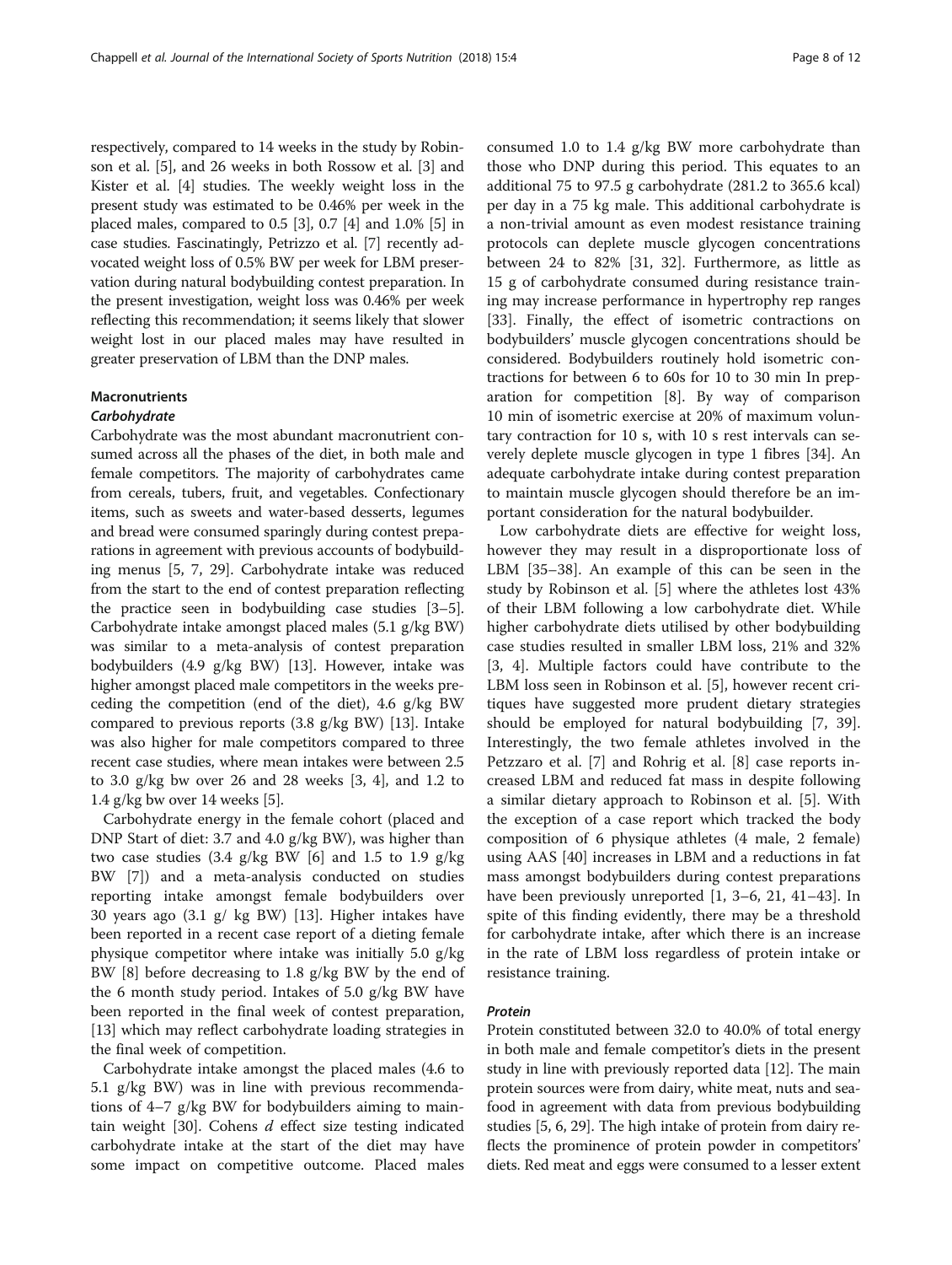respectively, compared to 14 weeks in the study by Robinson et al. [5], and 26 weeks in both Rossow et al. [3] and Kister et al. [4] studies. The weekly weight loss in the present study was estimated to be 0.46% per week in the placed males, compared to 0.5 [3], 0.7 [4] and 1.0% [5] in case studies. Fascinatingly, Petrizzo et al. [7] recently advocated weight loss of 0.5% BW per week for LBM preservation during natural bodybuilding contest preparation. In the present investigation, weight loss was 0.46% per week reflecting this recommendation; it seems likely that slower weight lost in our placed males may have resulted in greater preservation of LBM than the DNP males.

## Macronutrients

### *Carbohydrate*

Carbohydrate was the most abundant macronutrient consumed across all the phases of the diet, in both male and female competitors. The majority of carbohydrates came from cereals, tubers, fruit, and vegetables. Confectionary items, such as sweets and water-based desserts, legumes and bread were consumed sparingly during contest preparations in agreement with previous accounts of bodybuilding menus [5, 7, 29]. Carbohydrate intake was reduced from the start to the end of contest preparation reflecting the practice seen in bodybuilding case studies [3–5]. Carbohydrate intake amongst placed males (5.1 g/kg BW) was similar to a meta-analysis of contest preparation bodybuilders (4.9 g/kg BW) [13]. However, intake was higher amongst placed male competitors in the weeks preceding the competition (end of the diet), 4.6 g/kg BW compared to previous reports (3.8 g/kg BW) [13]. Intake was also higher for male competitors compared to three recent case studies, where mean intakes were between 2.5 to 3.0 g/kg bw over 26 and 28 weeks [3, 4], and 1.2 to 1.4 g/kg bw over 14 weeks [5].

Carbohydrate energy in the female cohort (placed and DNP Start of diet: 3.7 and 4.0 g/kg BW), was higher than two case studies (3.4 g/kg BW [6] and 1.5 to 1.9 g/kg BW [7]) and a meta-analysis conducted on studies reporting intake amongst female bodybuilders over 30 years ago (3.1 g/ kg BW) [13]. Higher intakes have been reported in a recent case report of a dieting female physique competitor where intake was initially 5.0 g/kg BW [8] before decreasing to 1.8 g/kg BW by the end of the 6 month study period. Intakes of 5.0 g/kg BW have been reported in the final week of contest preparation, [13] which may reflect carbohydrate loading strategies in the final week of competition.

Carbohydrate intake amongst the placed males (4.6 to 5.1 g/kg BW) was in line with previous recommendations of 4–7 g/kg BW for bodybuilders aiming to maintain weight [30]. Cohens *d* effect size testing indicated carbohydrate intake at the start of the diet may have some impact on competitive outcome. Placed males consumed 1.0 to 1.4 g/kg BW more carbohydrate than those who DNP during this period. This equates to an additional 75 to 97.5 g carbohydrate (281.2 to 365.6 kcal) per day in a 75 kg male. This additional carbohydrate is a non-trivial amount as even modest resistance training protocols can deplete muscle glycogen concentrations between 24 to 82% [31, 32]. Furthermore, as little as 15 g of carbohydrate consumed during resistance training may increase performance in hypertrophy rep ranges [33]. Finally, the effect of isometric contractions on bodybuilders' muscle glycogen concentrations should be considered. Bodybuilders routinely hold isometric contractions for between 6 to 60s for 10 to 30 min In preparation for competition [8]. By way of comparison 10 min of isometric exercise at 20% of maximum voluntary contraction for 10 s, with 10 s rest intervals can severely deplete muscle glycogen in type 1 fibres [34]. An adequate carbohydrate intake during contest preparation to maintain muscle glycogen should therefore be an important consideration for the natural bodybuilder.

Low carbohydrate diets are effective for weight loss, however they may result in a disproportionate loss of LBM [35–38]. An example of this can be seen in the study by Robinson et al. [5] where the athletes lost 43% of their LBM following a low carbohydrate diet. While higher carbohydrate diets utilised by other bodybuilding case studies resulted in smaller LBM loss, 21% and 32% [3, 4]. Multiple factors could have contribute to the LBM loss seen in Robinson et al. [5], however recent critiques have suggested more prudent dietary strategies should be employed for natural bodybuilding [7, 39]. Interestingly, the two female athletes involved in the Petzzaro et al. [7] and Rohrig et al. [8] case reports increased LBM and reduced fat mass in despite following a similar dietary approach to Robinson et al. [5]. With the exception of a case report which tracked the body composition of 6 physique athletes (4 male, 2 female) using AAS [40] increases in LBM and a reductions in fat mass amongst bodybuilders during contest preparations have been previously unreported [1, 3–6, 21, 41–43]. In spite of this finding evidently, there may be a threshold for carbohydrate intake, after which there is an increase in the rate of LBM loss regardless of protein intake or resistance training.

### *Protein*

Protein constituted between 32.0 to 40.0% of total energy in both male and female competitor's diets in the present study in line with previously reported data [12]. The main protein sources were from dairy, white meat, nuts and seafood in agreement with data from previous bodybuilding studies [5, 6, 29]. The high intake of protein from dairy reflects the prominence of protein powder in competitors' diets. Red meat and eggs were consumed to a lesser extent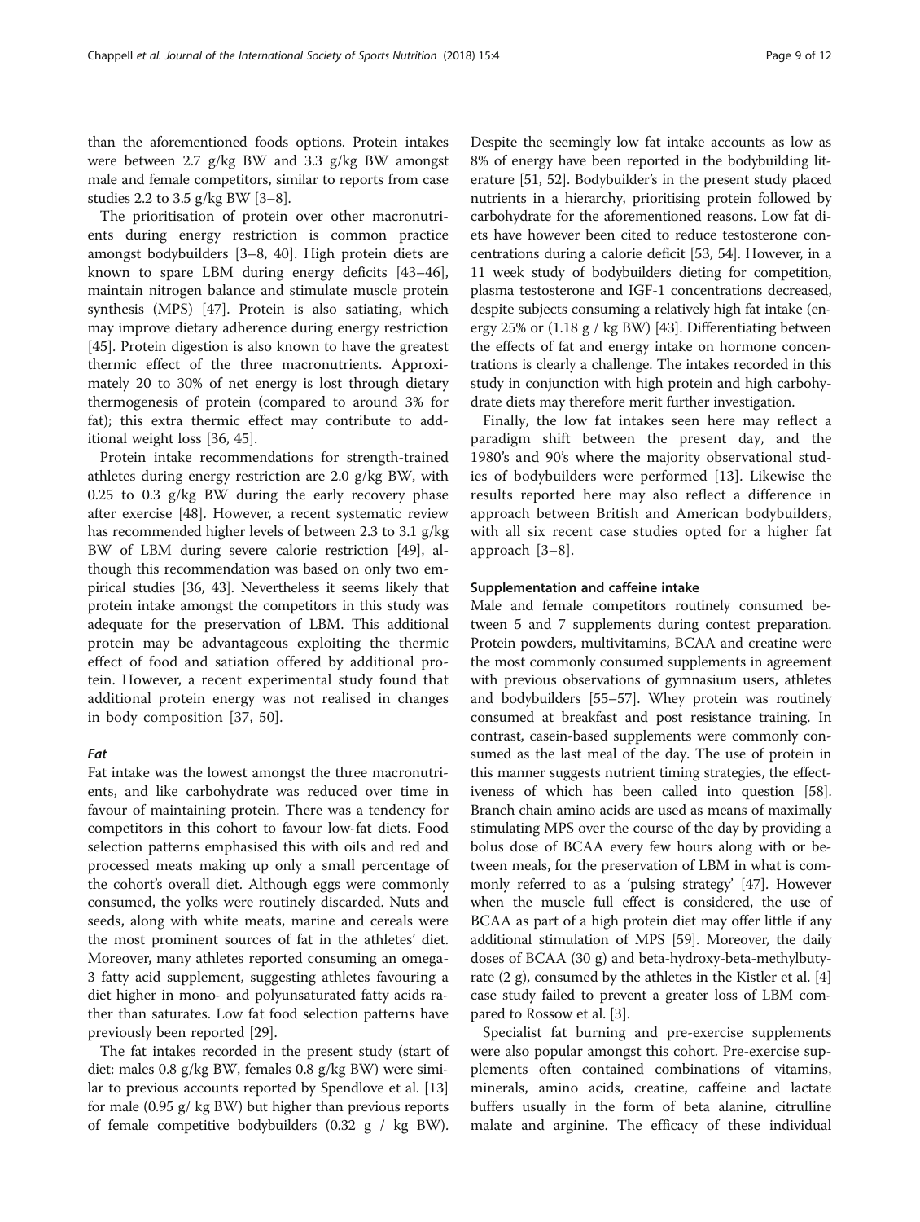than the aforementioned foods options. Protein intakes were between 2.7 g/kg BW and 3.3 g/kg BW amongst male and female competitors, similar to reports from case studies 2.2 to 3.5 g/kg BW [3–8].

The prioritisation of protein over other macronutrients during energy restriction is common practice amongst bodybuilders [3–8, 40]. High protein diets are known to spare LBM during energy deficits [43–46], maintain nitrogen balance and stimulate muscle protein synthesis (MPS) [47]. Protein is also satiating, which may improve dietary adherence during energy restriction [45]. Protein digestion is also known to have the greatest thermic effect of the three macronutrients. Approximately 20 to 30% of net energy is lost through dietary thermogenesis of protein (compared to around 3% for fat); this extra thermic effect may contribute to additional weight loss [36, 45].

Protein intake recommendations for strength-trained athletes during energy restriction are 2.0 g/kg BW, with 0.25 to 0.3 g/kg BW during the early recovery phase after exercise [48]. However, a recent systematic review has recommended higher levels of between 2.3 to 3.1 g/kg BW of LBM during severe calorie restriction [49], although this recommendation was based on only two empirical studies [36, 43]. Nevertheless it seems likely that protein intake amongst the competitors in this study was adequate for the preservation of LBM. This additional protein may be advantageous exploiting the thermic effect of food and satiation offered by additional protein. However, a recent experimental study found that additional protein energy was not realised in changes in body composition [37, 50].

#### *Fat*

Fat intake was the lowest amongst the three macronutrients, and like carbohydrate was reduced over time in favour of maintaining protein. There was a tendency for competitors in this cohort to favour low-fat diets. Food selection patterns emphasised this with oils and red and processed meats making up only a small percentage of the cohort's overall diet. Although eggs were commonly consumed, the yolks were routinely discarded. Nuts and seeds, along with white meats, marine and cereals were the most prominent sources of fat in the athletes' diet. Moreover, many athletes reported consuming an omega-3 fatty acid supplement, suggesting athletes favouring a diet higher in mono- and polyunsaturated fatty acids rather than saturates. Low fat food selection patterns have previously been reported [29].

The fat intakes recorded in the present study (start of diet: males 0.8 g/kg BW, females 0.8 g/kg BW) were similar to previous accounts reported by Spendlove et al. [13] for male (0.95 g/ kg BW) but higher than previous reports of female competitive bodybuilders (0.32 g / kg BW). Despite the seemingly low fat intake accounts as low as 8% of energy have been reported in the bodybuilding literature [51, 52]. Bodybuilder's in the present study placed nutrients in a hierarchy, prioritising protein followed by carbohydrate for the aforementioned reasons. Low fat diets have however been cited to reduce testosterone concentrations during a calorie deficit [53, 54]. However, in a 11 week study of bodybuilders dieting for competition, plasma testosterone and IGF-1 concentrations decreased, despite subjects consuming a relatively high fat intake (energy 25% or (1.18 g / kg BW) [43]. Differentiating between the effects of fat and energy intake on hormone concentrations is clearly a challenge. The intakes recorded in this study in conjunction with high protein and high carbohydrate diets may therefore merit further investigation.

Finally, the low fat intakes seen here may reflect a paradigm shift between the present day, and the 1980's and 90's where the majority observational studies of bodybuilders were performed [13]. Likewise the results reported here may also reflect a difference in approach between British and American bodybuilders, with all six recent case studies opted for a higher fat approach [3–8].

### Supplementation and caffeine intake

Male and female competitors routinely consumed between 5 and 7 supplements during contest preparation. Protein powders, multivitamins, BCAA and creatine were the most commonly consumed supplements in agreement with previous observations of gymnasium users, athletes and bodybuilders [55–57]. Whey protein was routinely consumed at breakfast and post resistance training. In contrast, casein-based supplements were commonly consumed as the last meal of the day. The use of protein in this manner suggests nutrient timing strategies, the effectiveness of which has been called into question [58]. Branch chain amino acids are used as means of maximally stimulating MPS over the course of the day by providing a bolus dose of BCAA every few hours along with or between meals, for the preservation of LBM in what is commonly referred to as a 'pulsing strategy' [47]. However when the muscle full effect is considered, the use of BCAA as part of a high protein diet may offer little if any additional stimulation of MPS [59]. Moreover, the daily doses of BCAA (30 g) and beta-hydroxy-beta-methylbutyrate (2 g), consumed by the athletes in the Kistler et al. [4] case study failed to prevent a greater loss of LBM compared to Rossow et al. [3].

Specialist fat burning and pre-exercise supplements were also popular amongst this cohort. Pre-exercise supplements often contained combinations of vitamins, minerals, amino acids, creatine, caffeine and lactate buffers usually in the form of beta alanine, citrulline malate and arginine. The efficacy of these individual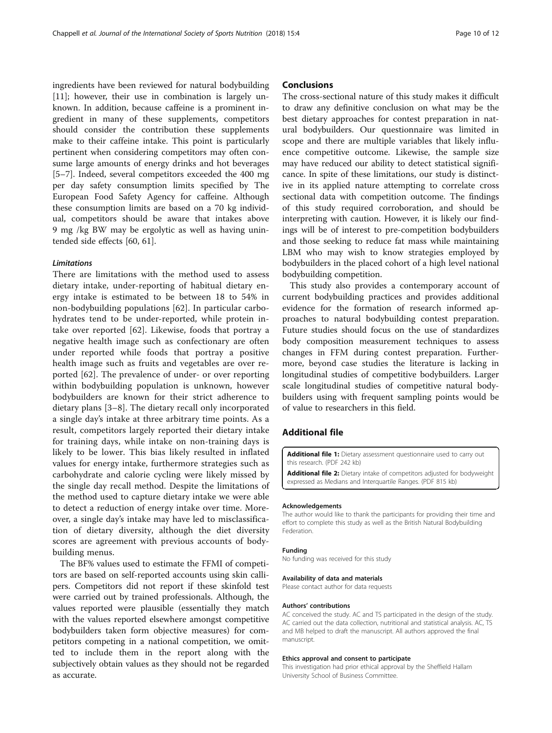ingredients have been reviewed for natural bodybuilding [11]; however, their use in combination is largely unknown. In addition, because caffeine is a prominent ingredient in many of these supplements, competitors should consider the contribution these supplements make to their caffeine intake. This point is particularly pertinent when considering competitors may often consume large amounts of energy drinks and hot beverages [5–7]. Indeed, several competitors exceeded the 400 mg per day safety consumption limits specified by The European Food Safety Agency for caffeine. Although these consumption limits are based on a 70 kg individual, competitors should be aware that intakes above 9 mg /kg BW may be ergolytic as well as having unintended side effects [60, 61].

### Limitations

There are limitations with the method used to assess dietary intake, under-reporting of habitual dietary energy intake is estimated to be between 18 to 54% in non-bodybuilding populations [62]. In particular carbohydrates tend to be under-reported, while protein intake over reported [62]. Likewise, foods that portray a negative health image such as confectionary are often under reported while foods that portray a positive health image such as fruits and vegetables are over reported [62]. The prevalence of under- or over reporting within bodybuilding population is unknown, however bodybuilders are known for their strict adherence to dietary plans [3–8]. The dietary recall only incorporated a single day's intake at three arbitrary time points. As a result, competitors largely reported their dietary intake for training days, while intake on non-training days is likely to be lower. This bias likely resulted in inflated values for energy intake, furthermore strategies such as carbohydrate and calorie cycling were likely missed by the single day recall method. Despite the limitations of the method used to capture dietary intake we were able to detect a reduction of energy intake over time. Moreover, a single day's intake may have led to misclassification of dietary diversity, although the diet diversity scores are agreement with previous accounts of bodybuilding menus.

The BF% values used to estimate the FFMI of competitors are based on self-reported accounts using skin callipers. Competitors did not report if these skinfold test were carried out by trained professionals. Although, the values reported were plausible (essentially they match with the values reported elsewhere amongst competitive bodybuilders taken form objective measures) for competitors competing in a national competition, we omitted to include them in the report along with the subjectively obtain values as they should not be regarded as accurate.

## Conclusions

The cross-sectional nature of this study makes it difficult to draw any definitive conclusion on what may be the best dietary approaches for contest preparation in natural bodybuilders. Our questionnaire was limited in scope and there are multiple variables that likely influence competitive outcome. Likewise, the sample size may have reduced our ability to detect statistical significance. In spite of these limitations, our study is distinctive in its applied nature attempting to correlate cross sectional data with competition outcome. The findings of this study required corroboration, and should be interpreting with caution. However, it is likely our findings will be of interest to pre-competition bodybuilders and those seeking to reduce fat mass while maintaining LBM who may wish to know strategies employed by bodybuilders in the placed cohort of a high level national bodybuilding competition.

This study also provides a contemporary account of current bodybuilding practices and provides additional evidence for the formation of research informed approaches to natural bodybuilding contest preparation. Future studies should focus on the use of standardizes body composition measurement techniques to assess changes in FFM during contest preparation. Furthermore, beyond case studies the literature is lacking in longitudinal studies of competitive bodybuilders. Larger scale longitudinal studies of competitive natural bodybuilders using with frequent sampling points would be of value to researchers in this field.

## Additional file

**Additional file 1:** Dietary assessment questionnaire used to carry out this research. (PDF 242 kb)

**Additional file 2:** Dietary intake of competitors adjusted for bodyweight expressed as Medians and Interquartile Ranges. (PDF 815 kb)

#### Acknowledgements

The author would like to thank the participants for providing their time and effort to complete this study as well as the British Natural Bodybuilding Federation.

#### Funding

No funding was received for this study

#### Availability of data and materials

Please contact author for data requests

#### Authors' contributions

AC conceived the study. AC and TS participated in the design of the study. AC carried out the data collection, nutritional and statistical analysis. AC, TS and MB helped to draft the manuscript. All authors approved the final manuscript.

#### Ethics approval and consent to participate

This investigation had prior ethical approval by the Sheffield Hallam University School of Business Committee.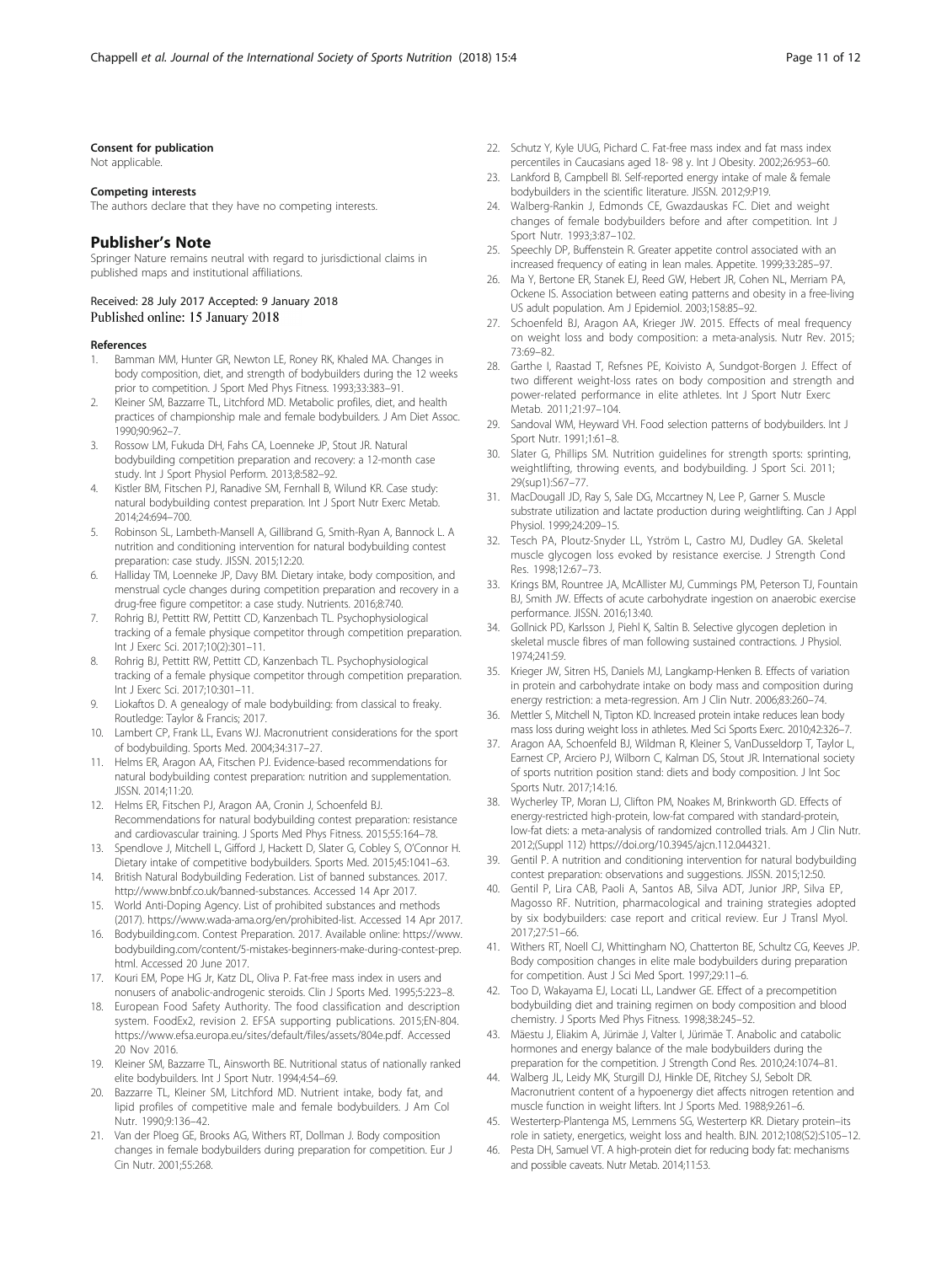#### Consent for publication

Not applicable.

#### Competing interests

The authors declare that they have no competing interests.

## Publisher's Note

Springer Nature remains neutral with regard to jurisdictional claims in published maps and institutional affiliations.

Received: 28 July 2017 Accepted: 9 January 2018
Published online: 15 January 2018

#### References

1. Bamman MM, Hunter GR, Newton LE, Roney RK, Khaled MA. Changes in body composition, diet, and strength of bodybuilders during the 12 weeks prior to competition. J Sport Med Phys Fitness. 1993;33:383–91.
2. Kleiner SM, Bazzarre TL, Litchford MD. Metabolic profiles, diet, and health practices of championship male and female bodybuilders. J Am Diet Assoc. 1990;90:962–7.
3. Rossow LM, Fukuda DH, Fahs CA, Loenneke JP, Stout JR. Natural bodybuilding competition preparation and recovery: a 12-month case study. Int J Sport Physiol Perform. 2013;8:582–92.
4. Kistler BM, Fitschen PJ, Ranadive SM, Fernhall B, Wilund KR. Case study: natural bodybuilding contest preparation. Int J Sport Nutr Exerc Metab. 2014;24:694–700.
5. Robinson SL, Lambeth-Mansell A, Gillibrand G, Smith-Ryan A, Bannock L. A nutrition and conditioning intervention for natural bodybuilding contest preparation: case study. JISSN. 2015;12:20.
6. Halliday TM, Loenneke JP, Davy BM. Dietary intake, body composition, and menstrual cycle changes during competition preparation and recovery in a drug-free figure competitor: a case study. Nutrients. 2016;8:740.
7. Rohrig BJ, Pettitt RW, Pettitt CD, Kanzenbach TL. Psychophysiological tracking of a female physique competitor through competition preparation. Int J Exerc Sci. 2017;10(2):301–11.
8. Rohrig BJ, Pettitt RW, Pettitt CD, Kanzenbach TL. Psychophysiological tracking of a female physique competitor through competition preparation. Int J Exerc Sci. 2017;10:301–11.
9. Liokaftos D. A genealogy of male bodybuilding: from classical to freaky. Routledge: Taylor & Francis; 2017.
10. Lambert CP, Frank LL, Evans WJ. Macronutrient considerations for the sport of bodybuilding. Sports Med. 2004;34:317–27.
11. Helms ER, Aragon AA, Fitschen PJ. Evidence-based recommendations for natural bodybuilding contest preparation: nutrition and supplementation. JISSN. 2014;11:20.
12. Helms ER, Fitschen PJ, Aragon AA, Cronin J, Schoenfeld BJ. Recommendations for natural bodybuilding contest preparation: resistance and cardiovascular training. J Sports Med Phys Fitness. 2015;55:164–78.
13. Spendlove J, Mitchell L, Gifford J, Hackett D, Slater G, Cobley S, O'Connor H. Dietary intake of competitive bodybuilders. Sports Med. 2015;45:1041–63.
14. British Natural Bodybuilding Federation. List of banned substances. 2017. http://www.bnbf.co.uk/banned-substances. Accessed 14 Apr 2017.
15. World Anti-Doping Agency. List of prohibited substances and methods (2017). https://www.wada-ama.org/en/prohibited-list. Accessed 14 Apr 2017.
16. Bodybuilding.com. Contest Preparation. 2017. Available online: https://www.bodybuilding.com/content/5-mistakes-beginners-make-during-contest-prep.html. Accessed 20 June 2017.
17. Kouri EM, Pope HG Jr, Katz DL, Oliva P. Fat-free mass index in users and nonusers of anabolic-androgenic steroids. Clin J Sports Med. 1995;5:223–8.
18. European Food Safety Authority. The food classification and description system. FoodEx2, revision 2. EFSA supporting publications. 2015;EN-804. https://www.efsa.europa.eu/sites/default/files/assets/804e.pdf. Accessed 20 Nov 2016.
19. Kleiner SM, Bazzarre TL, Ainsworth BE. Nutritional status of nationally ranked elite bodybuilders. Int J Sport Nutr. 1994;4:54–69.
20. Bazzarre TL, Kleiner SM, Litchford MD. Nutrient intake, body fat, and lipid profiles of competitive male and female bodybuilders. J Am Col Nutr. 1990;9:136–42.
21. Van der Ploeg GE, Brooks AG, Withers RT, Dollman J. Body composition changes in female bodybuilders during preparation for competition. Eur J Cin Nutr. 2001;55:268.
22. Schutz Y, Kyle UUG, Pichard C. Fat-free mass index and fat mass index percentiles in Caucasians aged 18- 98 y. Int J Obesity. 2002;26:953–60.
23. Lankford B, Campbell BI. Self-reported energy intake of male & female bodybuilders in the scientific literature. JISSN. 2012;9:P19.
24. Walberg-Rankin J, Edmonds CE, Gwazdauskas FC. Diet and weight changes of female bodybuilders before and after competition. Int J Sport Nutr. 1993;3:87–102.
25. Speechly DP, Buffenstein R. Greater appetite control associated with an increased frequency of eating in lean males. Appetite. 1999;33:285–97.
26. Ma Y, Bertone ER, Stanek EJ, Reed GW, Hebert JR, Cohen NL, Merriam PA, Ockene IS. Association between eating patterns and obesity in a free-living US adult population. Am J Epidemiol. 2003;158:85–92.
27. Schoenfeld BJ, Aragon AA, Krieger JW. 2015. Effects of meal frequency on weight loss and body composition: a meta-analysis. Nutr Rev. 2015; 73:69–82.
28. Garthe I, Raastad T, Refsnes PE, Koivisto A, Sundgot-Borgen J. Effect of two different weight-loss rates on body composition and strength and power-related performance in elite athletes. Int J Sport Nutr Exerc Metab. 2011;21:97–104.
29. Sandoval WM, Heyward VH. Food selection patterns of bodybuilders. Int J Sport Nutr. 1991;1:61–8.
30. Slater G, Phillips SM. Nutrition guidelines for strength sports: sprinting, weightlifting, throwing events, and bodybuilding. J Sport Sci. 2011; 29(sup1):S67–77.
31. MacDougall JD, Ray S, Sale DG, Mccartney N, Lee P, Garner S. Muscle substrate utilization and lactate production during weightlifting. Can J Appl Physiol. 1999;24:209–15.
32. Tesch PA, Ploutz-Snyder LL, Yström L, Castro MJ, Dudley GA. Skeletal muscle glycogen loss evoked by resistance exercise. J Strength Cond Res. 1998;12:67–73.
33. Krings BM, Rountree JA, McAllister MJ, Cummings PM, Peterson TJ, Fountain BJ, Smith JW. Effects of acute carbohydrate ingestion on anaerobic exercise performance. JISSN. 2016;13:40.
34. Gollnick PD, Karlsson J, Piehl K, Saltin B. Selective glycogen depletion in skeletal muscle fibres of man following sustained contractions. J Physiol. 1974;241:59.
35. Krieger JW, Sitren HS, Daniels MJ, Langkamp-Henken B. Effects of variation in protein and carbohydrate intake on body mass and composition during energy restriction: a meta-regression. Am J Clin Nutr. 2006;83:260–74.
36. Mettler S, Mitchell N, Tipton KD. Increased protein intake reduces lean body mass loss during weight loss in athletes. Med Sci Sports Exerc. 2010;42:326–7.
37. Aragon AA, Schoenfeld BJ, Wildman R, Kleiner S, VanDusseldorp T, Taylor L, Earnest CP, Arciero PJ, Wilborn C, Kalman DS, Stout JR. International society of sports nutrition position stand: diets and body composition. J Int Soc Sports Nutr. 2017;14:16.
38. Wycherley TP, Moran LJ, Clifton PM, Noakes M, Brinkworth GD. Effects of energy-restricted high-protein, low-fat compared with standard-protein, low-fat diets: a meta-analysis of randomized controlled trials. Am J Clin Nutr. 2012;(Suppl 112) https://doi.org/10.3945/ajcn.112.044321.
39. Gentil P. A nutrition and conditioning intervention for natural bodybuilding contest preparation: observations and suggestions. JISSN. 2015;12:50.
40. Gentil P, Lira CAB, Paoli A, Santos AB, Silva ADT, Junior JRP, Silva EP, Magosso RF. Nutrition, pharmacological and training strategies adopted by six bodybuilders: case report and critical review. Eur J Transl Myol. 2017;27:51–66.
41. Withers RT, Noell CJ, Whittingham NO, Chatterton BE, Schultz CG, Keeves JP. Body composition changes in elite male bodybuilders during preparation for competition. Aust J Sci Med Sport. 1997;29:11–6.
42. Too D, Wakayama EJ, Locati LL, Landwer GE. Effect of a precompetition bodybuilding diet and training regimen on body composition and blood chemistry. J Sports Med Phys Fitness. 1998;38:245–52.
43. Mäestu J, Eliakim A, Jürimäe J, Valter I, Jürimäe T. Anabolic and catabolic hormones and energy balance of the male bodybuilders during the preparation for the competition. J Strength Cond Res. 2010;24:1074–81.
44. Walberg JL, Leidy MK, Sturgill DJ, Hinkle DE, Ritchey SJ, Sebolt DR. Macronutrient content of a hypoenergy diet affects nitrogen retention and muscle function in weight lifters. Int J Sports Med. 1988;9:261–6.
45. Westerterp-Plantenga MS, Lemmens SG, Westerterp KR. Dietary protein–its role in satiety, energetics, weight loss and health. BJN. 2012;108(S2):S105–12.
46. Pesta DH, Samuel VT. A high-protein diet for reducing body fat: mechanisms and possible caveats. Nutr Metab. 2014;11:53.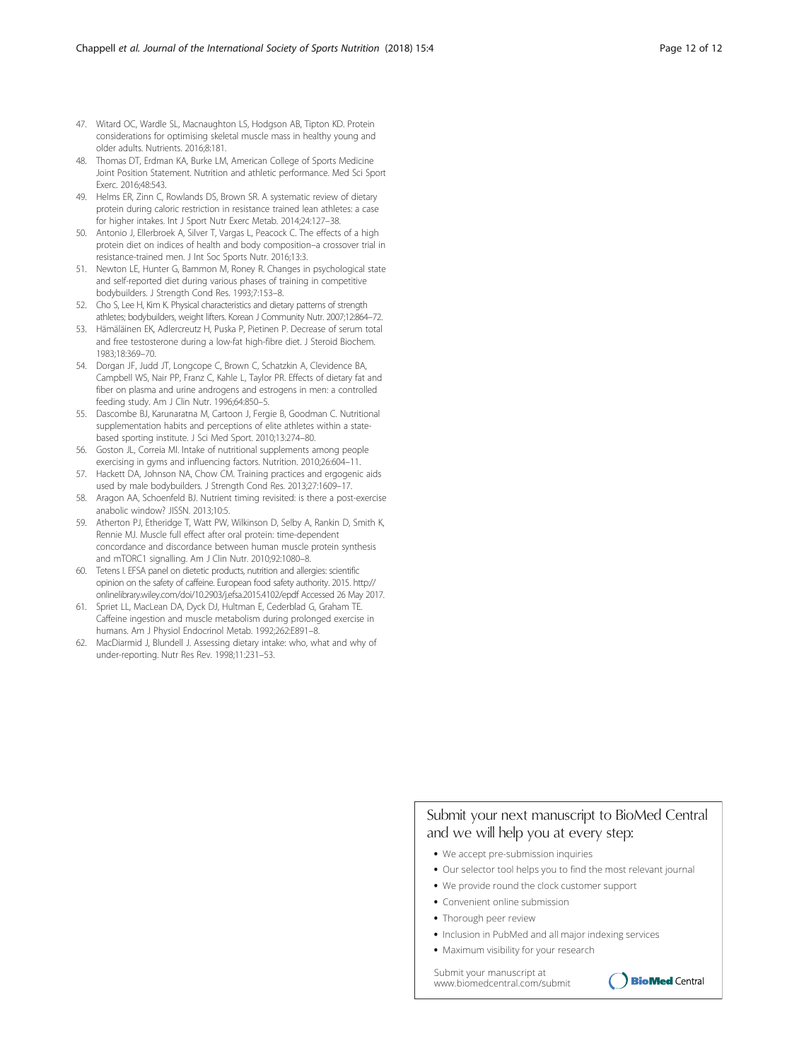47. Witard OC, Wardle SL, Macnaughton LS, Hodgson AB, Tipton KD. Protein considerations for optimising skeletal muscle mass in healthy young and older adults. Nutrients. 2016;8:181.
48. Thomas DT, Erdman KA, Burke LM, American College of Sports Medicine Joint Position Statement. Nutrition and athletic performance. Med Sci Sport Exerc. 2016;48:543.
49. Helms ER, Zinn C, Rowlands DS, Brown SR. A systematic review of dietary protein during caloric restriction in resistance trained lean athletes: a case for higher intakes. Int J Sport Nutr Exerc Metab. 2014;24:127–38.
50. Antonio J, Ellerbroek A, Silver T, Vargas L, Peacock C. The effects of a high protein diet on indices of health and body composition–a crossover trial in resistance-trained men. J Int Soc Sports Nutr. 2016;13:3.
51. Newton LE, Hunter G, Bammon M, Roney R. Changes in psychological state and self-reported diet during various phases of training in competitive bodybuilders. J Strength Cond Res. 1993;7:153–8.
52. Cho S, Lee H, Kim K. Physical characteristics and dietary patterns of strength athletes; bodybuilders, weight lifters. Korean J Community Nutr. 2007;12:864–72.
53. Hämäläinen EK, Adlercreutz H, Puska P, Pietinen P. Decrease of serum total and free testosterone during a low-fat high-fibre diet. J Steroid Biochem. 1983;18:369–70.
54. Dorgan JF, Judd JT, Longcope C, Brown C, Schatzkin A, Clevidence BA, Campbell WS, Nair PP, Franz C, Kahle L, Taylor PR. Effects of dietary fat and fiber on plasma and urine androgens and estrogens in men: a controlled feeding study. Am J Clin Nutr. 1996;64:850–5.
55. Dascombe BJ, Karunaratna M, Cartoon J, Fergie B, Goodman C. Nutritional supplementation habits and perceptions of elite athletes within a state-based sporting institute. J Sci Med Sport. 2010;13:274–80.
56. Goston JL, Correia MI. Intake of nutritional supplements among people exercising in gyms and influencing factors. Nutrition. 2010;26:604–11.
57. Hackett DA, Johnson NA, Chow CM. Training practices and ergogenic aids used by male bodybuilders. J Strength Cond Res. 2013;27:1609–17.
58. Aragon AA, Schoenfeld BJ. Nutrient timing revisited: is there a post-exercise anabolic window? JISSN. 2013;10:5.
59. Atherton PJ, Etheridge T, Watt PW, Wilkinson D, Selby A, Rankin D, Smith K, Rennie MJ. Muscle full effect after oral protein: time-dependent concordance and discordance between human muscle protein synthesis and mTORC1 signalling. Am J Clin Nutr. 2010;92:1080–8.
60. Tetens I. EFSA panel on dietetic products, nutrition and allergies: scientific opinion on the safety of caffeine. European food safety authority. 2015. http://onlinelibrary.wiley.com/doi/10.2903/j.efsa.2015.4102/epdf Accessed 26 May 2017.
61. Spriet LL, MacLean DA, Dyck DJ, Hultman E, Cederblad G, Graham TE. Caffeine ingestion and muscle metabolism during prolonged exercise in humans. Am J Physiol Endocrinol Metab. 1992;262:E891–8.
62. MacDiarmid J, Blundell J. Assessing dietary intake: who, what and why of under-reporting. Nutr Res Rev. 1998;11:231–53.

Submit your next manuscript to BioMed Central and we will help you at every step:

- We accept pre-submission inquiries
- Our selector tool helps you to find the most relevant journal
- We provide round the clock customer support
- Convenient online submission
- Thorough peer review
- Inclusion in PubMed and all major indexing services
- Maximum visibility for your research

Submit your manuscript at www.biomedcentral.com/submit

BioMed Central